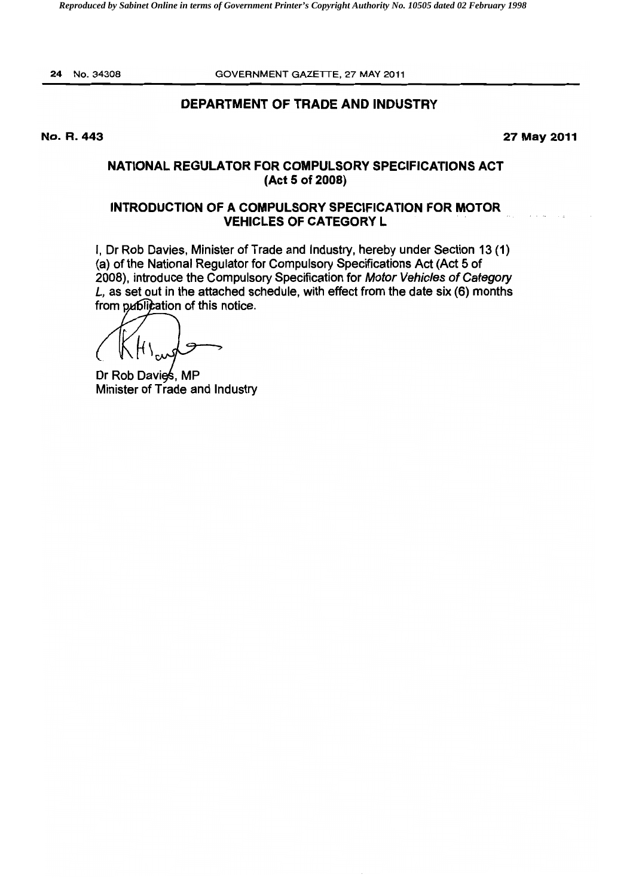## DEPARTMENT OF TRADE AND INDUSTRY

**No. R. 443** **27 May 2011**

### NATIONAL REGULATOR FOR COMPULSORY SPECIFICATIONS ACT (Act 5 of 2008)

### INTRODUCTION OF A COMPULSORY SPECIFICATION FOR MOTOR VEHICLES OF CATEGORY L

I, Dr Rob Davies, Minister of Trade and Industry, hereby under Section 13 (1) (a) of the National Regulator for Compulsory Specifications Act (Act 5 of 2008), introduce the Compulsory Specification for *Motor Vehicles of Category L*, as set out in the attached schedule, with effect from the date six (6) months from publication of this notice.

Dr Rob Davies, MP
Minister of Trade and Industry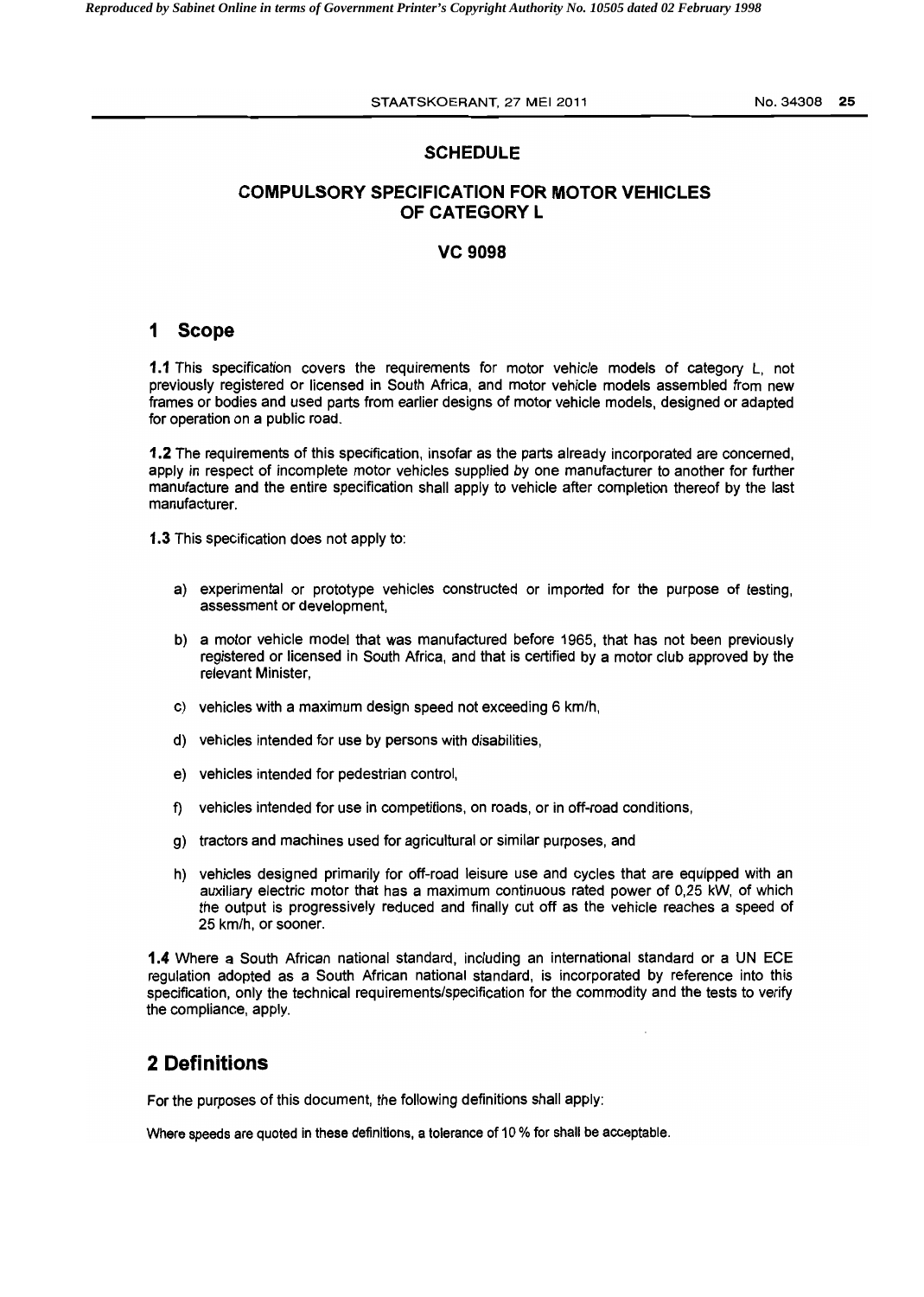## SCHEDULE

## COMPULSORY SPECIFICATION FOR MOTOR VEHICLES OF CATEGORY L

## VC 9098

# 1 Scope

**1.1** This specification covers the requirements for motor vehicle models of category L, not previously registered or licensed in South Africa, and motor vehicle models assembled from new frames or bodies and used parts from earlier designs of motor vehicle models, designed or adapted for operation on a public road.

**1.2** The requirements of this specification, insofar as the parts already incorporated are concerned, apply in respect of incomplete motor vehicles supplied by one manufacturer to another for further manufacture and the entire specification shall apply to vehicle after completion thereof by the last manufacturer.

**1.3** This specification does not apply to:

a) experimental or prototype vehicles constructed or imported for the purpose of testing, assessment or development,

b) a motor vehicle model that was manufactured before 1965, that has not been previously registered or licensed in South Africa, and that is certified by a motor club approved by the relevant Minister,

c) vehicles with a maximum design speed not exceeding 6 km/h,

d) vehicles intended for use by persons with disabilities,

e) vehicles intended for pedestrian control,

f) vehicles intended for use in competitions, on roads, or in off-road conditions,

g) tractors and machines used for agricultural or similar purposes, and

h) vehicles designed primarily for off-road leisure use and cycles that are equipped with an auxiliary electric motor that has a maximum continuous rated power of 0,25 kW, of which the output is progressively reduced and finally cut off as the vehicle reaches a speed of 25 km/h, or sooner.

**1.4** Where a South African national standard, including an international standard or a UN ECE regulation adopted as a South African national standard, is incorporated by reference into this specification, only the technical requirements/specification for the commodity and the tests to verify the compliance, apply.

# 2 Definitions

For the purposes of this document, the following definitions shall apply:

Where speeds are quoted in these definitions, a tolerance of 10 % for shall be acceptable.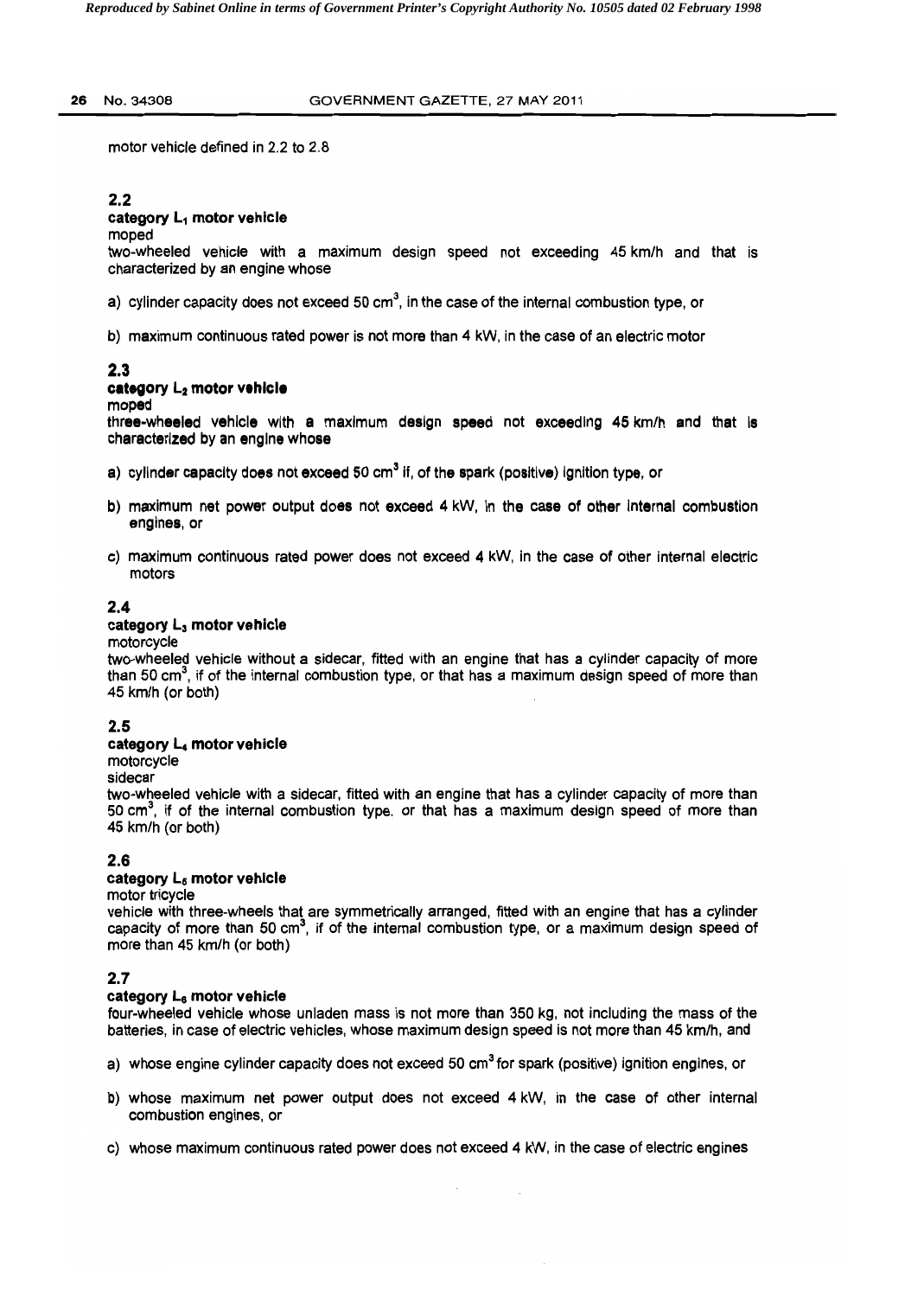motor vehicle defined in 2.2 to 2.8

### 2.2

**category $L_1$ motor vehicle**

moped

two-wheeled vehicle with a maximum design speed not exceeding 45 km/h and that is characterized by an engine whose

a) cylinder capacity does not exceed 50 $cm^3$, in the case of the internal combustion type, or

b) maximum continuous rated power is not more than 4 kW, in the case of an electric motor

### 2.3

**category $L_2$ motor vehicle**

moped

three-wheeled vehicle with a maximum design speed not exceeding 45 km/h and that is characterized by an engine whose

a) cylinder capacity does not exceed 50 $cm^3$ if, of the spark (positive) ignition type, or

b) maximum net power output does not exceed 4 kW, in the case of other internal combustion engines, or

c) maximum continuous rated power does not exceed 4 kW, in the case of other internal electric motors

### 2.4

**category $L_3$ motor vehicle**

motorcycle

two-wheeled vehicle without a sidecar, fitted with an engine that has a cylinder capacity of more than 50 $cm^3$, if of the internal combustion type, or that has a maximum design speed of more than 45 km/h (or both)

### 2.5

**category $L_4$ motor vehicle**

motorcycle

sidecar

two-wheeled vehicle with a sidecar, fitted with an engine that has a cylinder capacity of more than 50 $cm^3$, if of the internal combustion type. or that has a maximum design speed of more than 45 km/h (or both)

### 2.6

**category $L_5$ motor vehicle**

motor tricycle

vehicle with three-wheels that are symmetrically arranged, fitted with an engine that has a cylinder capacity of more than 50 $cm^3$, if of the internal combustion type, or a maximum design speed of more than 45 km/h (or both)

### 2.7

**category $L_6$ motor vehicle**

four-wheeled vehicle whose unladen mass is not more than 350 kg, not including the mass of the batteries, in case of electric vehicles, whose maximum design speed is not more than 45 km/h, and

a) whose engine cylinder capacity does not exceed 50 $cm^3$ for spark (positive) ignition engines, or

b) whose maximum net power output does not exceed 4 kW, in the case of other internal combustion engines, or

c) whose maximum continuous rated power does not exceed 4 kW, in the case of electric engines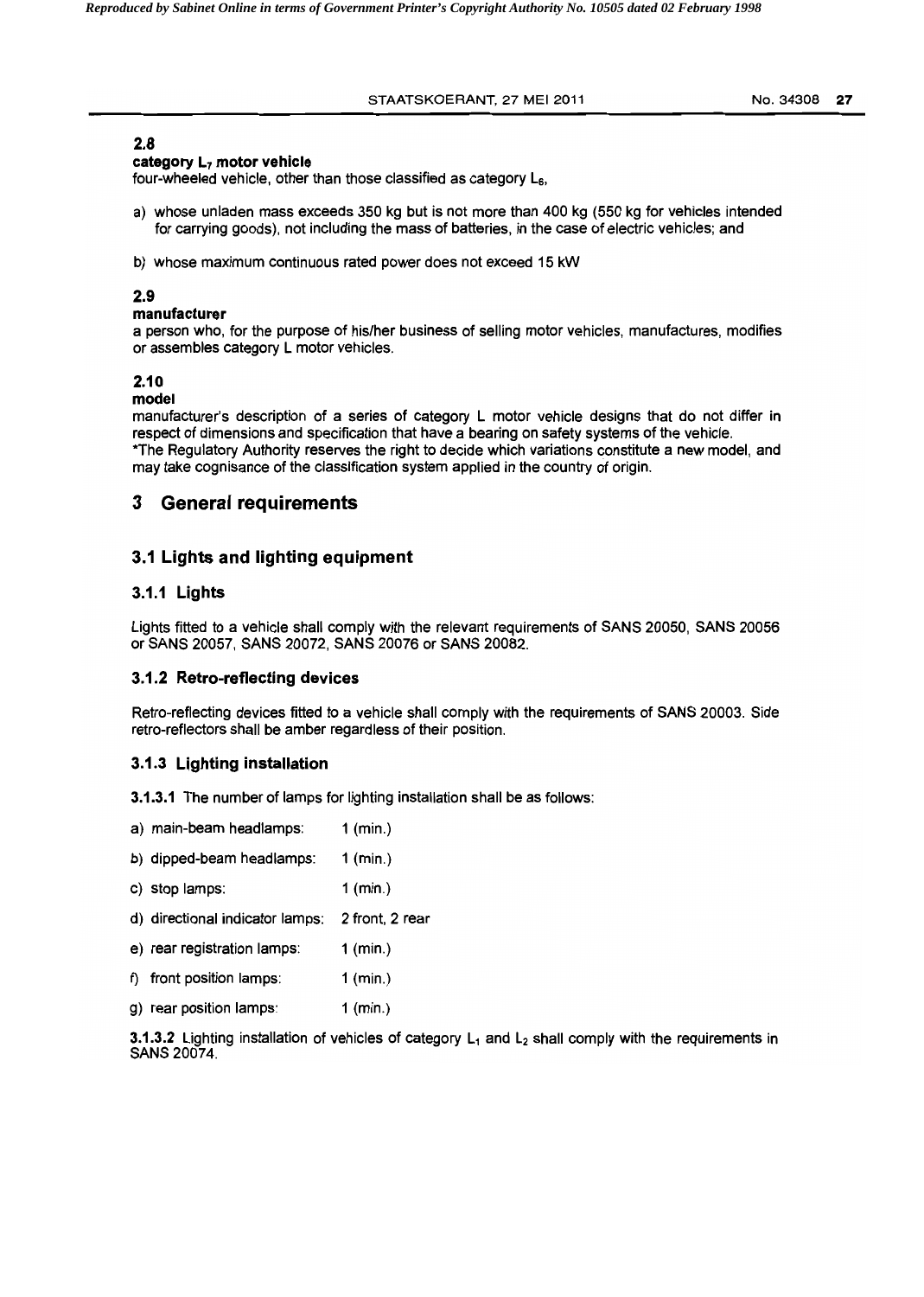**2.8**

**category $L_7$ motor vehicle**

four-wheeled vehicle, other than those classified as category $L_6$,

a) whose unladen mass exceeds 350 kg but is not more than 400 kg (550 kg for vehicles intended for carrying goods), not including the mass of batteries, in the case of electric vehicles; and

b) whose maximum continuous rated power does not exceed 15 kW

**2.9**

**manufacturer**

a person who, for the purpose of his/her business of selling motor vehicles, manufactures, modifies or assembles category L motor vehicles.

**2.10**

**model**

manufacturer's description of a series of category L motor vehicle designs that do not differ in respect of dimensions and specification that have a bearing on safety systems of the vehicle.

*The Regulatory Authority reserves the right to decide which variations constitute a new model, and may take cognisance of the classification system applied in the country of origin.

# 3 General requirements

## 3.1 Lights and lighting equipment

### 3.1.1 Lights

Lights fitted to a vehicle shall comply with the relevant requirements of SANS 20050, SANS 20056 or SANS 20057, SANS 20072, SANS 20076 or SANS 20082.

### 3.1.2 Retro-reflecting devices

Retro-reflecting devices fitted to a vehicle shall comply with the requirements of SANS 20003. Side retro-reflectors shall be amber regardless of their position.

### 3.1.3 Lighting installation

**3.1.3.1** The number of lamps for lighting installation shall be as follows:

a) main-beam headlamps: 1 (min.)

b) dipped-beam headlamps: 1 (min.)

c) stop lamps: 1 (min.)

d) directional indicator lamps: 2 front, 2 rear

e) rear registration lamps: 1 (min.)

f) front position lamps: 1 (min.)

g) rear position lamps: 1 (min.)

**3.1.3.2** Lighting installation of vehicles of category $L_1$ and $L_2$ shall comply with the requirements in SANS 20074.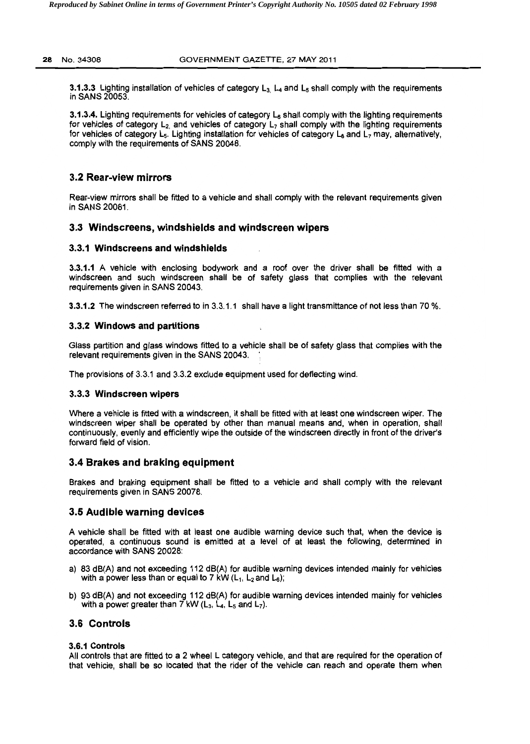**3.1.3.3** Lighting installation of vehicles of category $L_3$, $L_4$ and $L_5$ shall comply with the requirements in SANS 20053.

**3.1.3.4.** Lighting requirements for vehicles of category $L_6$ shall comply with the lighting requirements for vehicles of category $L_2$, and vehicles of category $L_7$ shall comply with the lighting requirements for vehicles of category $L_5$. Lighting installation for vehicles of category $L_6$ and $L_7$ may, alternatively, comply with the requirements of SANS 20048.

## 3.2 Rear-view mirrors

Rear-view mirrors shall be fitted to a vehicle and shall comply with the relevant requirements given in SANS 20081.

## 3.3 Windscreens, windshields and windscreen wipers

### 3.3.1 Windscreens and windshields

**3.3.1.1** A vehicle with enclosing bodywork and a roof over the driver shall be fitted with a windscreen and such windscreen shall be of safety glass that complies with the relevant requirements given in SANS 20043.

**3.3.1.2** The windscreen referred to in 3.3.1.1 shall have a light transmittance of not less than 70 %.

### 3.3.2 Windows and partitions

Glass partition and glass windows fitted to a vehicle shall be of safety glass that complies with the relevant requirements given in the SANS 20043.

The provisions of 3.3.1 and 3.3.2 exclude equipment used for deflecting wind.

### 3.3.3 Windscreen wipers

Where a vehicle is fitted with a windscreen, it shall be fitted with at least one windscreen wiper. The windscreen wiper shall be operated by other than manual means and, when in operation, shall continuously, evenly and efficiently wipe the outside of the windscreen directly in front of the driver's forward field of vision.

## 3.4 Brakes and braking equipment

Brakes and braking equipment shall be fitted to a vehicle and shall comply with the relevant requirements given in SANS 20078.

## 3.5 Audible warning devices

A vehicle shall be fitted with at least one audible warning device such that, when the device is operated, a continuous sound is emitted at a level of at least the following, determined in accordance with SANS 20028:

a) 83 dB(A) and not exceeding 112 dB(A) for audible warning devices intended mainly for vehicles with a power less than or equal to 7 kW ($L_1$, $L_2$ and $L_6$);

b) 93 dB(A) and not exceeding 112 dB(A) for audible warning devices intended mainly for vehicles with a power greater than 7 kW ($L_3$, $L_4$, $L_5$ and $L_7$).

## 3.6 Controls

### 3.6.1 Controls

All controls that are fitted to a 2 wheel L category vehicle, and that are required for the operation of that vehicle, shall be so located that the rider of the vehicle can reach and operate them when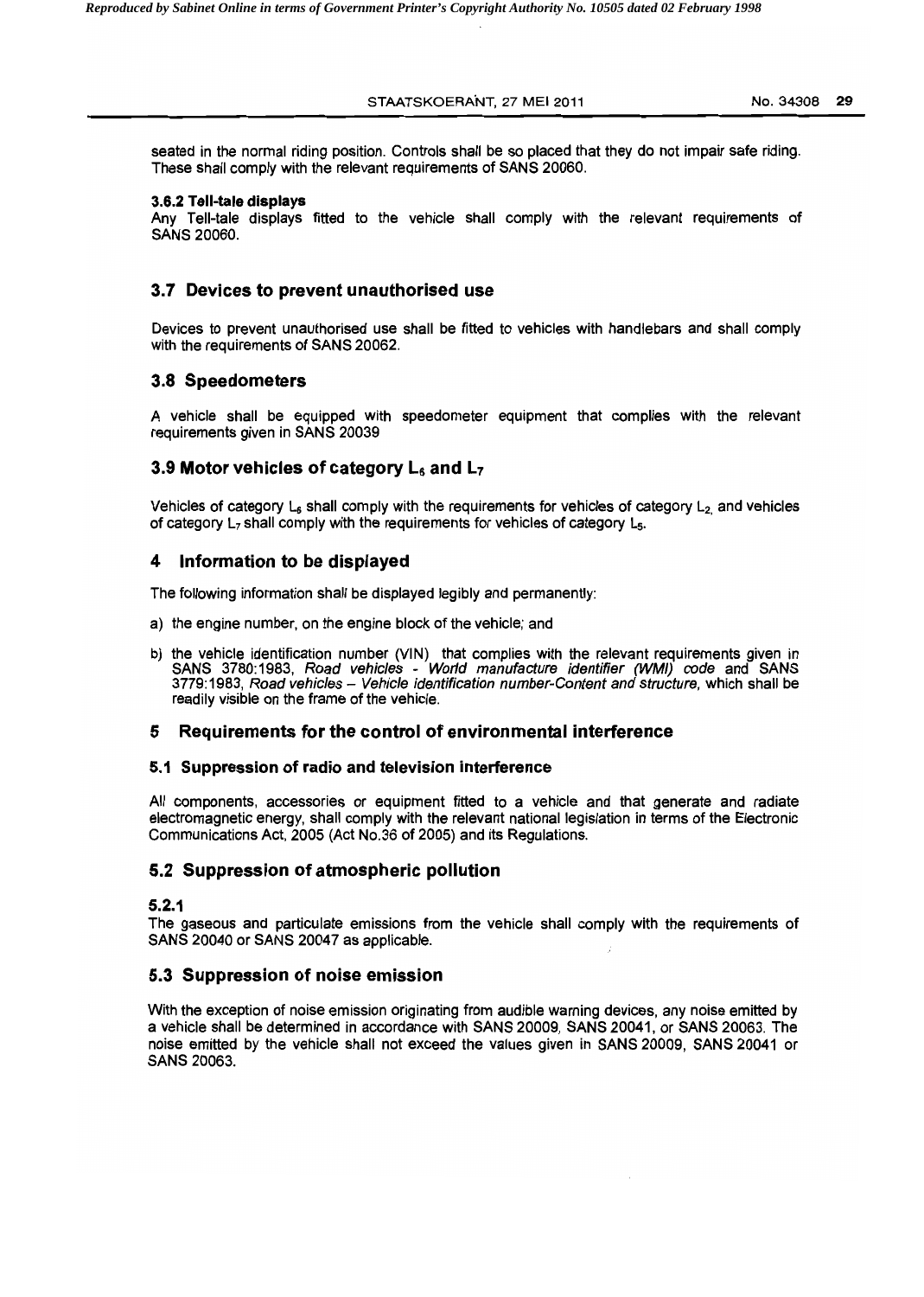seated in the normal riding position. Controls shall be so placed that they do not impair safe riding. These shall comply with the relevant requirements of SANS 20060.

#### 3.6.2 Tell-tale displays

Any Tell-tale displays fitted to the vehicle shall comply with the relevant requirements of SANS 20060.

### 3.7 Devices to prevent unauthorised use

Devices to prevent unauthorised use shall be fitted to vehicles with handlebars and shall comply with the requirements of SANS 20062.

### 3.8 Speedometers

A vehicle shall be equipped with speedometer equipment that complies with the relevant requirements given in SANS 20039

### 3.9 Motor vehicles of category $L_6$ and $L_7$

Vehicles of category $L_6$ shall comply with the requirements for vehicles of category $L_2$, and vehicles of category $L_7$ shall comply with the requirements for vehicles of category $L_5$.

## 4 Information to be displayed

The following information shall be displayed legibly and permanently:

a) the engine number, on the engine block of the vehicle; and

b) the vehicle identification number (VIN) that complies with the relevant requirements given in SANS 3780:1983, *Road vehicles - World manufacture identifier (WMI) code* and SANS 3779:1983, *Road vehicles – Vehicle identification number-Content and structure*, which shall be readily visible on the frame of the vehicle.

## 5 Requirements for the control of environmental interference

### 5.1 Suppression of radio and television interference

All components, accessories or equipment fitted to a vehicle and that generate and radiate electromagnetic energy, shall comply with the relevant national legislation in terms of the Electronic Communications Act, 2005 (Act No.36 of 2005) and its Regulations.

### 5.2 Suppression of atmospheric pollution

#### 5.2.1

The gaseous and particulate emissions from the vehicle shall comply with the requirements of SANS 20040 or SANS 20047 as applicable.

### 5.3 Suppression of noise emission

With the exception of noise emission originating from audible warning devices, any noise emitted by a vehicle shall be determined in accordance with SANS 20009, SANS 20041, or SANS 20063. The noise emitted by the vehicle shall not exceed the values given in SANS 20009, SANS 20041 or SANS 20063.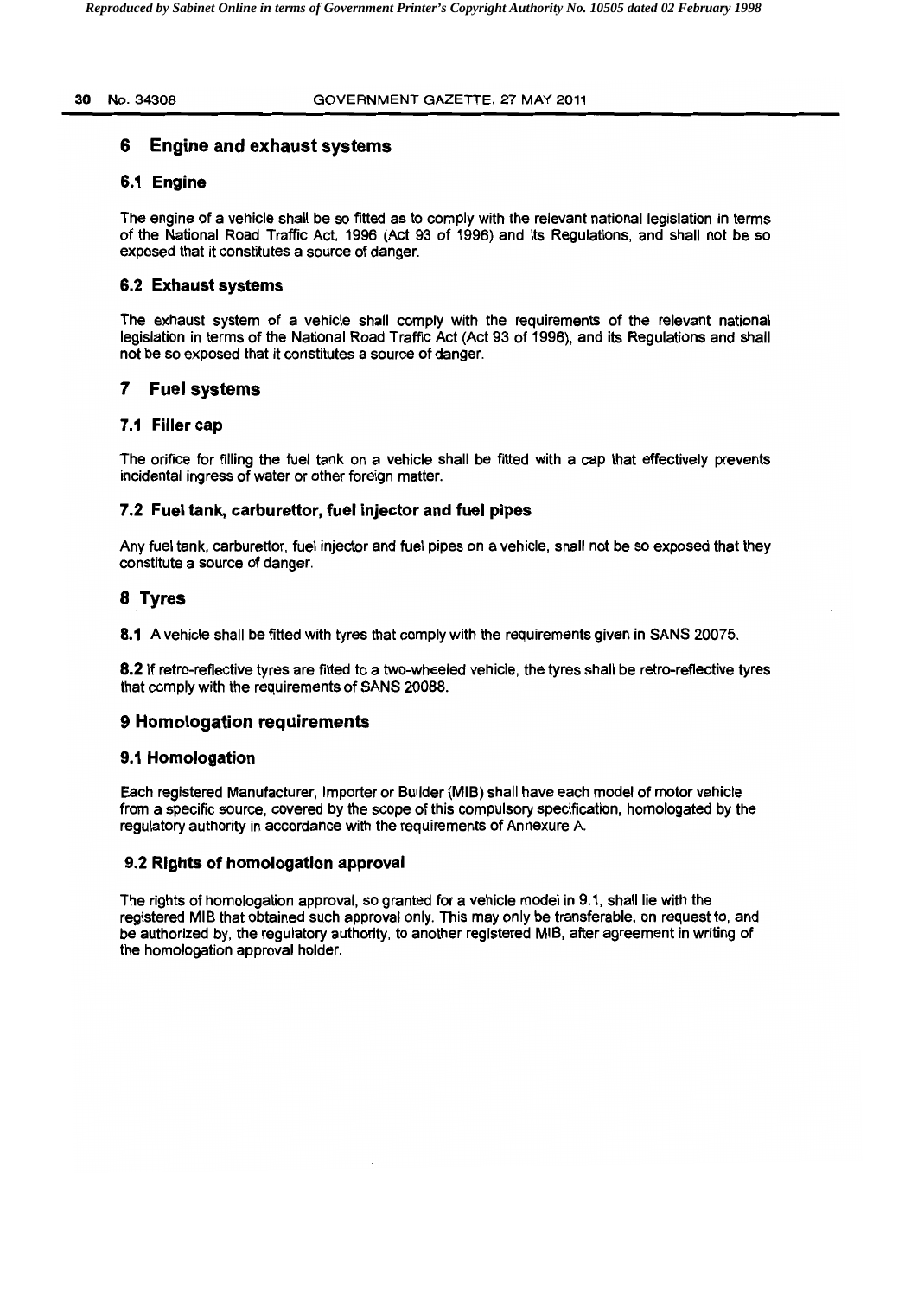## 6 Engine and exhaust systems

### 6.1 Engine

The engine of a vehicle shall be so fitted as to comply with the relevant national legislation in terms of the National Road Traffic Act, 1996 (Act 93 of 1996) and its Regulations, and shall not be so exposed that it constitutes a source of danger.

### 6.2 Exhaust systems

The exhaust system of a vehicle shall comply with the requirements of the relevant national legislation in terms of the National Road Traffic Act (Act 93 of 1996), and its Regulations and shall not be so exposed that it constitutes a source of danger.

## 7 Fuel systems

### 7.1 Filler cap

The orifice for filling the fuel tank on a vehicle shall be fitted with a cap that effectively prevents incidental ingress of water or other foreign matter.

### 7.2 Fuel tank, carburettor, fuel injector and fuel pipes

Any fuel tank, carburettor, fuel injector and fuel pipes on a vehicle, shall not be so exposed that they constitute a source of danger.

## 8 Tyres

**8.1** A vehicle shall be fitted with tyres that comply with the requirements given in SANS 20075.

**8.2** If retro-reflective tyres are fitted to a two-wheeled vehicle, the tyres shall be retro-reflective tyres that comply with the requirements of SANS 20088.

## 9 Homologation requirements

### 9.1 Homologation

Each registered Manufacturer, Importer or Builder (MIB) shall have each model of motor vehicle from a specific source, covered by the scope of this compulsory specification, homologated by the regulatory authority in accordance with the requirements of Annexure A.

### 9.2 Rights of homologation approval

The rights of homologation approval, so granted for a vehicle model in 9.1, shall lie with the registered MIB that obtained such approval only. This may only be transferable, on request to, and be authorized by, the regulatory authority, to another registered MIB, after agreement in writing of the homologation approval holder.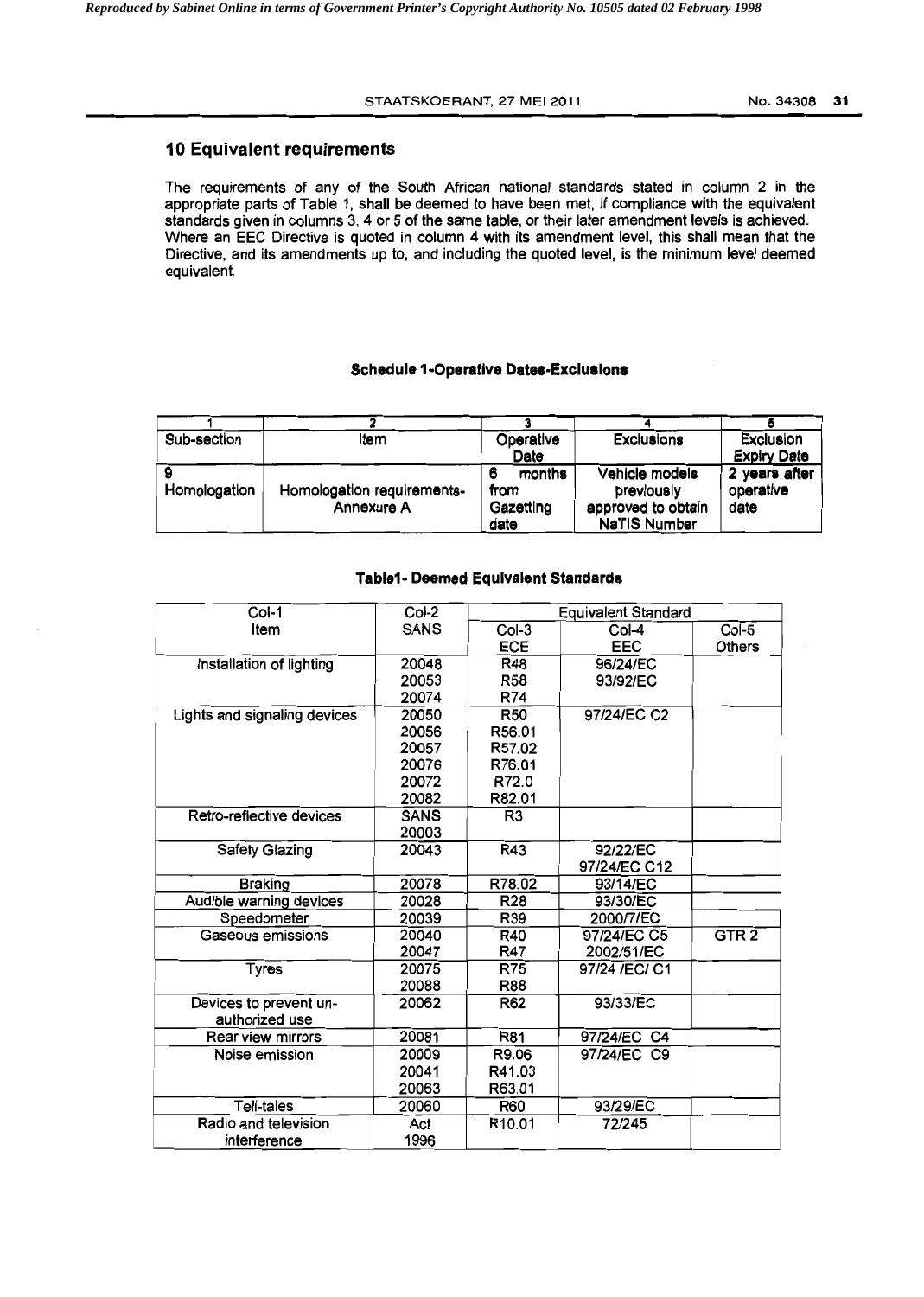## 10 Equivalent requirements

The requirements of any of the South African national standards stated in column 2 in the appropriate parts of Table 1, shall be deemed to have been met, if compliance with the equivalent standards given in columns 3, 4 or 5 of the same table, or their later amendment levels is achieved. Where an EEC Directive is quoted in column 4 with its amendment level, this shall mean that the Directive, and its amendments up to, and including the quoted level, is the minimum level deemed equivalent.

**Schedule 1-Operative Dates-Exclusions**

| 1 | 2 | 3 | 4 | 5 |
|---|---|---|---|---|
| Sub-section | Item | Operative Date | Exclusions | Exclusion Expiry Date |
| 9 Homologation | Homologation requirements- Annexure A | 6 months from Gazetting date | Vehicle models previously approved to obtain NaTIS Number | 2 years after operative date |

**Table1- Deemed Equivalent Standards**

| Col-1 Item | Col-2 SANS | Equivalent Standard | | |
|---|---|---|---|---|
| | | Col-3 ECE | Col-4 EEC | Col-5 Others |
| Installation of lighting | 20048<br>20053<br>20074 | R48<br>R58<br>R74 | 96/24/EC<br>93/92/EC | |
| Lights and signaling devices | 20050<br>20056<br>20057<br>20076<br>20072<br>20082 | R50<br>R56.01<br>R57.02<br>R76.01<br>R72.0<br>R82.01 | 97/24/EC C2 | |
| Retro-reflective devices | SANS 20003 | R3 | | |
| Safety Glazing | 20043 | R43 | 92/22/EC<br>97/24/EC C12 | |
| Braking | 20078 | R78.02 | 93/14/EC | |
| Audible warning devices | 20028 | R28 | 93/30/EC | |
| Speedometer | 20039 | R39 | 2000/7/EC | |
| Gaseous emissions | 20040<br>20047 | R40<br>R47 | 97/24/EC C5<br>2002/51/EC | GTR 2 |
| Tyres | 20075<br>20088 | R75<br>R88 | 97/24 /EC/ C1 | |
| Devices to prevent un-authorized use | 20062 | R62 | 93/33/EC | |
| Rear view mirrors | 20081 | R81 | 97/24/EC C4 | |
| Noise emission | 20009<br>20041<br>20063 | R9.06<br>R41.03<br>R63.01 | 97/24/EC C9 | |
| Tell-tales | 20060 | R60 | 93/29/EC | |
| Radio and television interference | Act 1996 | R10.01 | 72/245 | |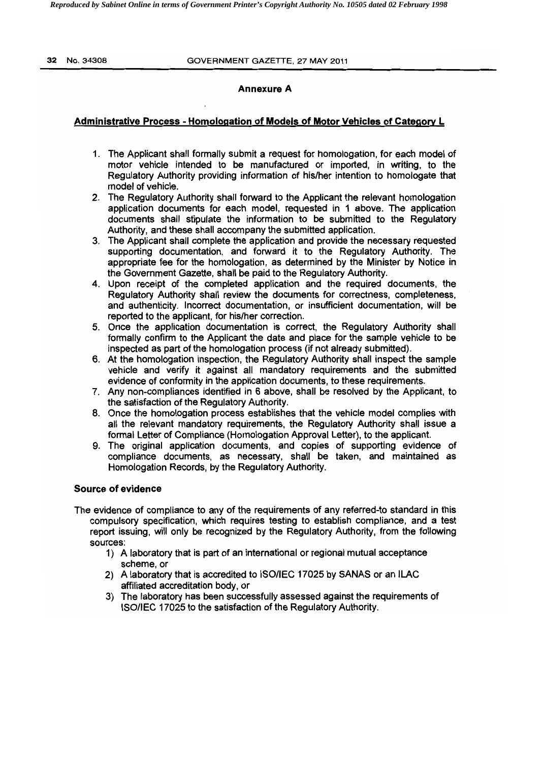## Annexure A

### Administrative Process - Homologation of Models of Motor Vehicles of Category L

1. The Applicant shall formally submit a request for homologation, for each model of motor vehicle intended to be manufactured or imported, in writing, to the Regulatory Authority providing information of his/her intention to homologate that model of vehicle.
2. The Regulatory Authority shall forward to the Applicant the relevant homologation application documents for each model, requested in 1 above. The application documents shall stipulate the information to be submitted to the Regulatory Authority, and these shall accompany the submitted application.
3. The Applicant shall complete the application and provide the necessary requested supporting documentation, and forward it to the Regulatory Authority. The appropriate fee for the homologation, as determined by the Minister by Notice in the Government Gazette, shall be paid to the Regulatory Authority.
4. Upon receipt of the completed application and the required documents, the Regulatory Authority shall review the documents for correctness, completeness, and authenticity. Incorrect documentation, or insufficient documentation, will be reported to the applicant, for his/her correction.
5. Once the application documentation is correct, the Regulatory Authority shall formally confirm to the Applicant the date and place for the sample vehicle to be inspected as part of the homologation process (if not already submitted).
6. At the homologation inspection, the Regulatory Authority shall inspect the sample vehicle and verify it against all mandatory requirements and the submitted evidence of conformity in the application documents, to these requirements.
7. Any non-compliances identified in 6 above, shall be resolved by the Applicant, to the satisfaction of the Regulatory Authority.
8. Once the homologation process establishes that the vehicle model complies with all the relevant mandatory requirements, the Regulatory Authority shall issue a formal Letter of Compliance (Homologation Approval Letter), to the applicant.
9. The original application documents, and copies of supporting evidence of compliance documents, as necessary, shall be taken, and maintained as Homologation Records, by the Regulatory Authority.

**Source of evidence**

The evidence of compliance to any of the requirements of any referred-to standard in this compulsory specification, which requires testing to establish compliance, and a test report issuing, will only be recognized by the Regulatory Authority, from the following sources:

1) A laboratory that is part of an international or regional mutual acceptance scheme, or
2) A laboratory that is accredited to ISO/IEC 17025 by SANAS or an ILAC affiliated accreditation body, or
3) The laboratory has been successfully assessed against the requirements of ISO/IEC 17025 to the satisfaction of the Regulatory Authority.